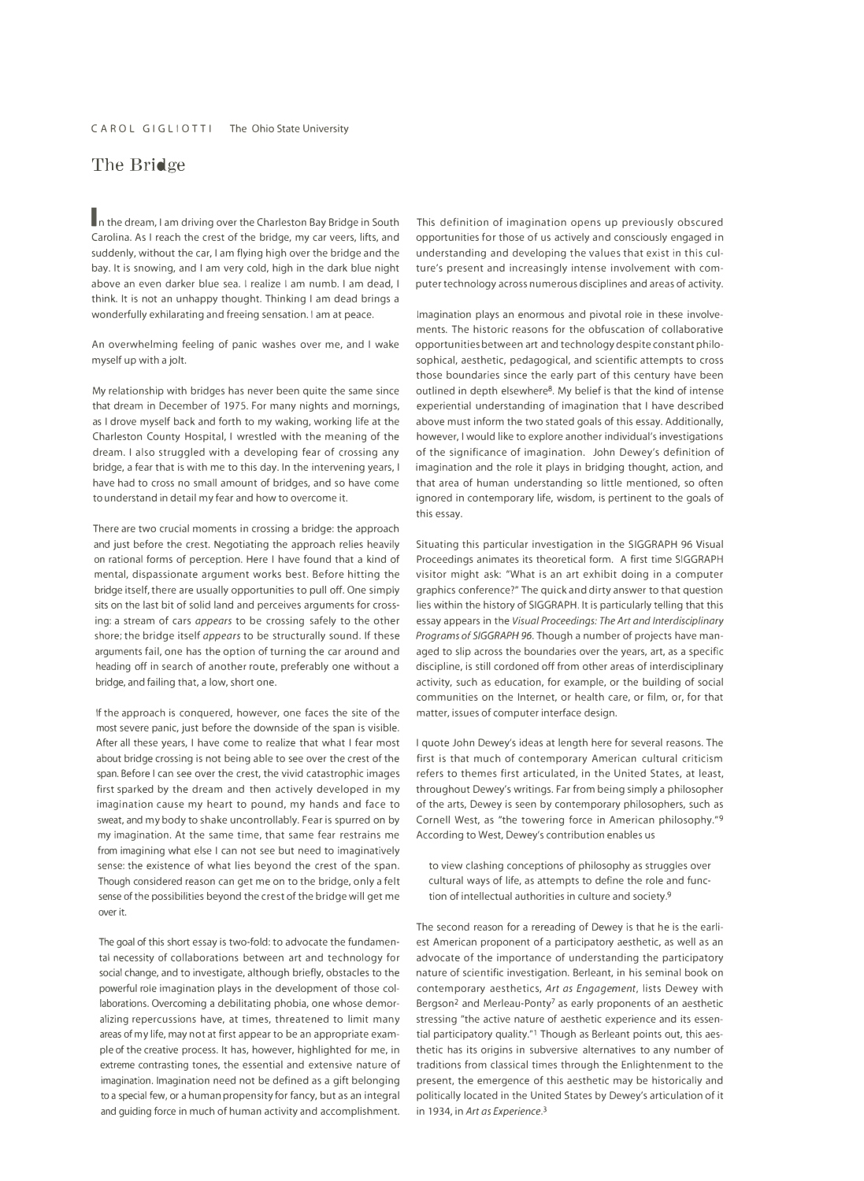CAROL GIGLIOTTI The Ohio State University

# The Bridge

In the dream, I am driving over the Charleston Bay Bridge in South Carolina. As I reach the crest of the bridge, my car veers, lifts, and suddenly, without the car, I am flying high over the bridge and the bay. It is snowing, and I am very cold, high in the dark blue night above an even darker blue sea. I realize I am numb. I am dead, I think. It is not an unhappy thought. Thinking I am dead brings a wonderfully exhilarating and freeing sensation. I am at peace.

An overwhelming feeling of panic washes over me, and I wake myself up with a jolt.

My relationship with bridges has never been quite the same since that dream in December of 1975. For many nights and mornings, as I drove myself back and forth to my waking, working life at the Charleston County Hospital, I wrestled with the meaning of the dream. I also struggled with a developing fear of crossing any bridge, a fear that is with me to this day. In the intervening years, I have had to cross no small amount of bridges, and so have come to understand in detail my fear and how to overcome it.

There are two crucial moments in crossing a bridge: the approach and just before the crest. Negotiating the approach relies heavily on rational forms of perception. Here I have found that a kind of mental, dispassionate argument works best. Before hitting the bridge itself, there are usually opportunities to pull off. One simply sits on the last bit of solid land and perceives arguments for crossing: a stream of cars *appears* to be crossing safely to the other shore; the bridge itself *appears* to be structurally sound. If these arguments fail, one has the option of turning the car around and heading off in search of another route, preferably one without a bridge, and failing that, a low, short one.

If the approach is conquered, however, one faces the site of the most severe panic, just before the downside of the span is visible. After all these years, I have come to realize that what I fear most about bridge crossing is not being able to see over the crest of the span. Before I can see over the crest, the vivid catastrophic images first sparked by the dream and then actively developed in my imagination cause my heart to pound, my hands and face to sweat, and my body to shake uncontrollably. Fear is spurred on by my imagination. At the same time, that same fear restrains me from imagining what else I can not see but need to imaginatively sense: the existence of what lies beyond the crest of the span. Though considered reason can get me on to the bridge, only a felt sense of the possibilities beyond the crest of the bridge will get me over it.

The goal of this short essay is two-fold: to advocate the fundamental necessity of collaborations between art and technology for social change, and to investigate, although briefly, obstacles to the powerful role imagination plays in the development of those collaborations. Overcoming a debilitating phobia, one whose demoralizing repercussions have, at times, threatened to limit many areas of my life, may not at first appear to be an appropriate example of the creative process. It has, however, highlighted for me, in extreme contrasting tones, the essential and extensive nature of imagination. Imagination need not be defined as a gift belonging to a special few, or a human propensity for fancy, but as an integral and guiding force in much of human activity and accomplishment.

This definition of imagination opens up previously obscured opportunities for those of us actively and consciously engaged in understanding and developing the values that exist in this culture's present and increasingly intense involvement with computer technology across numerous disciplines and areas of activity.

Imagination plays an enormous and pivotal role in these involvements. The historic reasons for the obfuscation of collaborative opportunities between art and technology despite constant philosophical, aesthetic, pedagogical, and scientific attempts to cross those boundaries since the early part of this century have been outlined in depth elsewhere[8]. My belief is that the kind of intense experiential understanding of imagination that I have described above must inform the two stated goals of this essay. Additionally, however, I would like to explore another individual's investigations of the significance of imagination. John Dewey's definition of imagination and the role it plays in bridging thought, action, and that area of human understanding so little mentioned, so often ignored in contemporary life, wisdom, is pertinent to the goals of this essay.

Situating this particular investigation in the SIGGRAPH 96 Visual Proceedings animates its theoretical form. A first time SIGGRAPH visitor might ask: "What is an art exhibit doing in a computer graphics conference?" The quick and dirty answer to that question lies within the history of SIGGRAPH. It is particularly telling that this essay appears in the *Visual Proceedings: The Art and Interdisciplinary Programs of SIGGRAPH 96*. Though a number of projects have managed to slip across the boundaries over the years, art, as a specific discipline, is still cordoned off from other areas of interdisciplinary activity, such as education, for example, or the building of social communities on the Internet, or health care, or film, or, for that matter, issues of computer interface design.

I quote John Dewey's ideas at length here for several reasons. The first is that much of contemporary American cultural criticism refers to themes first articulated, in the United States, at least, throughout Dewey's writings. Far from being simply a philosopher of the arts, Dewey is seen by contemporary philosophers, such as Cornell West, as "the towering force in American philosophy."[9] According to West, Dewey's contribution enables us

> to view clashing conceptions of philosophy as struggles over cultural ways of life, as attempts to define the role and function of intellectual authorities in culture and society.[9]

The second reason for a rereading of Dewey is that he is the earliest American proponent of a participatory aesthetic, as well as an advocate of the importance of understanding the participatory nature of scientific investigation. Berleant, in his seminal book on contemporary aesthetics, *Art as Engagement*, lists Dewey with Bergson[2] and Merleau-Ponty[7] as early proponents of an aesthetic stressing "the active nature of aesthetic experience and its essential participatory quality."[1] Though as Berleant points out, this aesthetic has its origins in subversive alternatives to any number of traditions from classical times through the Enlightenment to the present, the emergence of this aesthetic may be historically and politically located in the United States by Dewey's articulation of it in 1934, in *Art as Experience*.[3]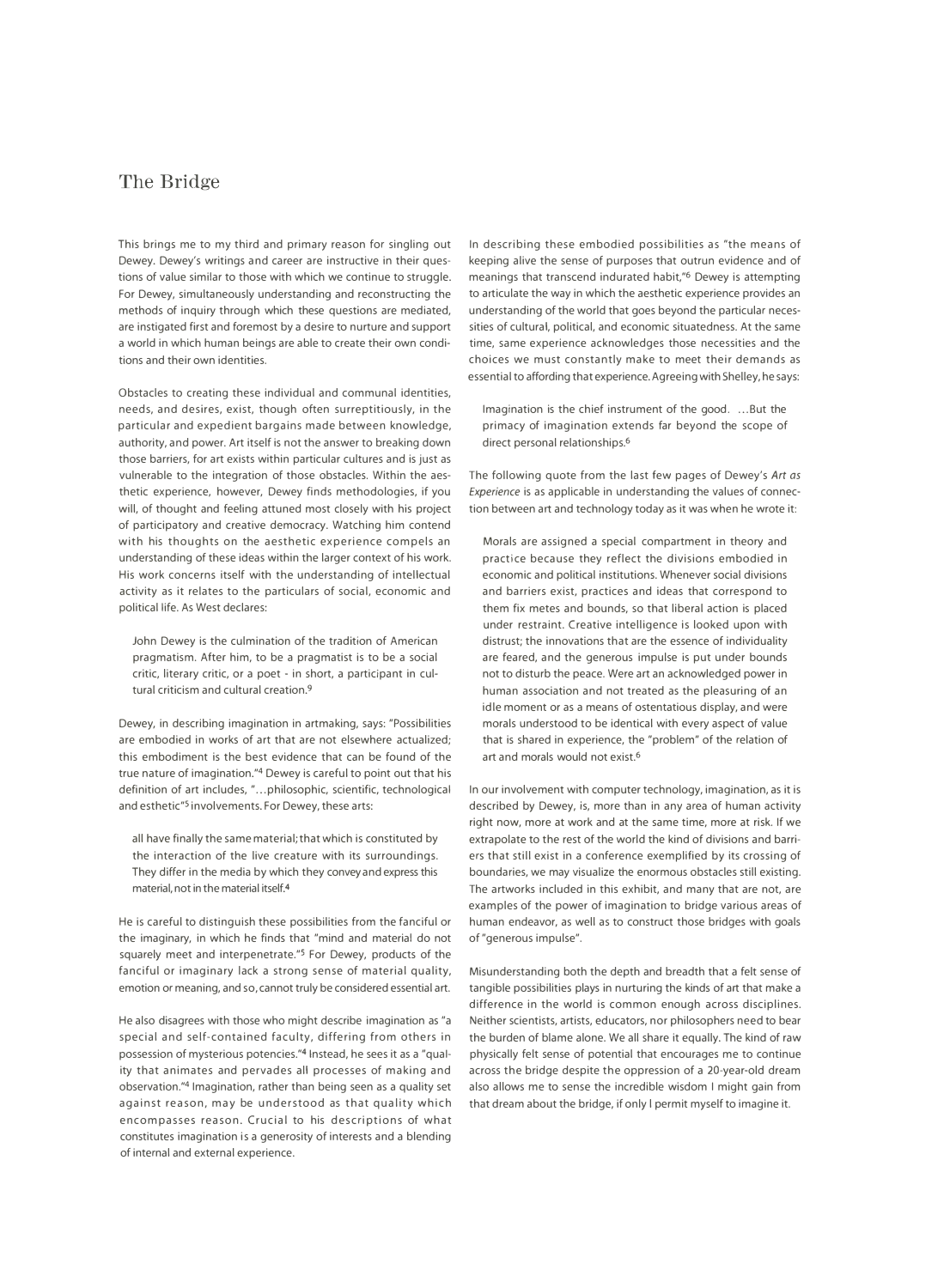## The Bridge

This brings me to my third and primary reason for singling out Dewey. Dewey's writings and career are instructive in their questions of value similar to those with which we continue to struggle. For Dewey, simultaneously understanding and reconstructing the methods of inquiry through which these questions are mediated, are instigated first and foremost by a desire to nurture and support a world in which human beings are able to create their own conditions and their own identities.

Obstacles to creating these individual and communal identities, needs, and desires, exist, though often surreptitiously, in the particular and expedient bargains made between knowledge, authority, and power. Art itself is not the answer to breaking down those barriers, for art exists within particular cultures and is just as vulnerable to the integration of those obstacles. Within the aesthetic experience, however, Dewey finds methodologies, if you will, of thought and feeling attuned most closely with his project of participatory and creative democracy. Watching him contend with his thoughts on the aesthetic experience compels an understanding of these ideas within the larger context of his work. His work concerns itself with the understanding of intellectual activity as it relates to the particulars of social, economic and political life. As West declares:

> John Dewey is the culmination of the tradition of American pragmatism. After him, to be a pragmatist is to be a social critic, literary critic, or a poet - in short, a participant in cultural criticism and cultural creation.[9]

Dewey, in describing imagination in artmaking, says: "Possibilities are embodied in works of art that are not elsewhere actualized; this embodiment is the best evidence that can be found of the true nature of imagination."[4] Dewey is careful to point out that his definition of art includes, "…philosophic, scientific, technological and esthetic"[5] involvements. For Dewey, these arts:

> all have finally the same material; that which is constituted by the interaction of the live creature with its surroundings. They differ in the media by which they convey and express this material, not in the material itself.[4]

He is careful to distinguish these possibilities from the fanciful or the imaginary, in which he finds that "mind and material do not squarely meet and interpenetrate."[5] For Dewey, products of the fanciful or imaginary lack a strong sense of material quality, emotion or meaning, and so, cannot truly be considered essential art.

He also disagrees with those who might describe imagination as "a special and self-contained faculty, differing from others in possession of mysterious potencies."[4] Instead, he sees it as a "quality that animates and pervades all processes of making and observation."[4] Imagination, rather than being seen as a quality set against reason, may be understood as that quality which encompasses reason. Crucial to his descriptions of what constitutes imagination is a generosity of interests and a blending of internal and external experience.

In describing these embodied possibilities as "the means of keeping alive the sense of purposes that outrun evidence and of meanings that transcend indurated habit,"[6] Dewey is attempting to articulate the way in which the aesthetic experience provides an understanding of the world that goes beyond the particular necessities of cultural, political, and economic situatedness. At the same time, same experience acknowledges those necessities and the choices we must constantly make to meet their demands as essential to affording that experience. Agreeing with Shelley, he says:

> Imagination is the chief instrument of the good. …But the primacy of imagination extends far beyond the scope of direct personal relationships.[6]

The following quote from the last few pages of Dewey's *Art as Experience* is as applicable in understanding the values of connection between art and technology today as it was when he wrote it:

> Morals are assigned a special compartment in theory and practice because they reflect the divisions embodied in economic and political institutions. Whenever social divisions and barriers exist, practices and ideas that correspond to them fix metes and bounds, so that liberal action is placed under restraint. Creative intelligence is looked upon with distrust; the innovations that are the essence of individuality are feared, and the generous impulse is put under bounds not to disturb the peace. Were art an acknowledged power in human association and not treated as the pleasuring of an idle moment or as a means of ostentatious display, and were morals understood to be identical with every aspect of value that is shared in experience, the "problem" of the relation of art and morals would not exist.[6]

In our involvement with computer technology, imagination, as it is described by Dewey, is, more than in any area of human activity right now, more at work and at the same time, more at risk. If we extrapolate to the rest of the world the kind of divisions and barriers that still exist in a conference exemplified by its crossing of boundaries, we may visualize the enormous obstacles still existing. The artworks included in this exhibit, and many that are not, are examples of the power of imagination to bridge various areas of human endeavor, as well as to construct those bridges with goals of "generous impulse".

Misunderstanding both the depth and breadth that a felt sense of tangible possibilities plays in nurturing the kinds of art that make a difference in the world is common enough across disciplines. Neither scientists, artists, educators, nor philosophers need to bear the burden of blame alone. We all share it equally. The kind of raw physically felt sense of potential that encourages me to continue across the bridge despite the oppression of a 20-year-old dream also allows me to sense the incredible wisdom I might gain from that dream about the bridge, if only I permit myself to imagine it.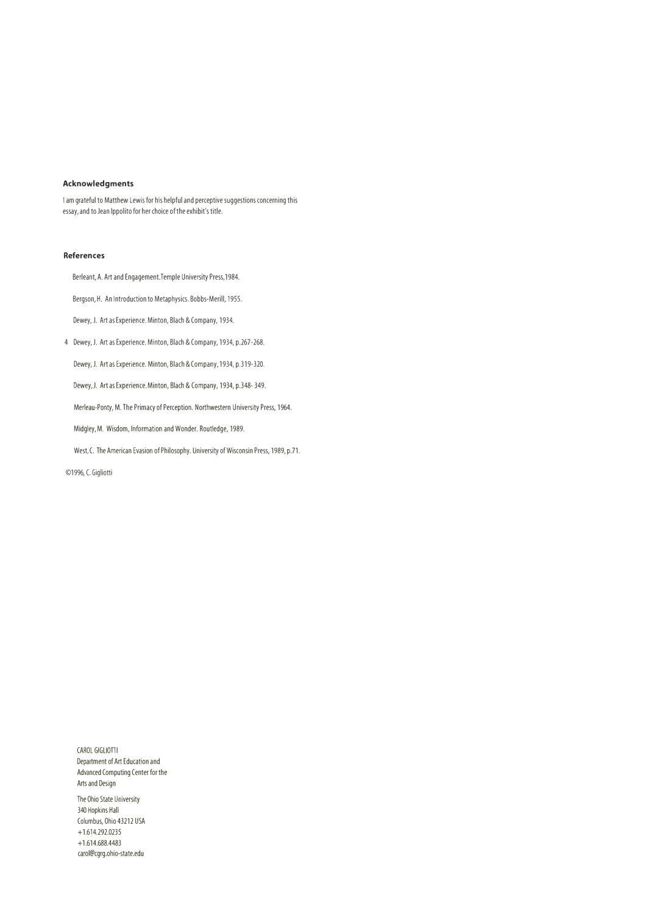## Acknowledgments

I am grateful to Matthew Lewis for his helpful and perceptive suggestions concerning this essay, and to Jean Ippolito for her choice of the exhibit's title.

## References

Berleant, A. Art and Engagement.Temple University Press,1984.

Bergson, H. An Introduction to Metaphysics. Bobbs-Merill, 1955.

Dewey, J. Art as Experience. Minton, Blach & Company, 1934.

4 Dewey, J. Art as Experience. Minton, Blach & Company, 1934, p.267-268.

Dewey, J. Art as Experience. Minton, Blach & Company, 1934, p.319-320.

Dewey, J. Art as Experience. Minton, Blach & Company, 1934, p.348- 349.

Merleau-Ponty, M. The Primacy of Perception. Northwestern University Press, 1964.

Midgley, M. Wisdom, Information and Wonder. Routledge, 1989.

West, C. The American Evasion of Philosophy. University of Wisconsin Press, 1989, p.71.

©1996, C. Gigliotti

CAROL GIGLIOTTI
Department of Art Education and
Advanced Computing Center for the
Arts and Design

The Ohio State University
340 Hopkins Hall
Columbus, Ohio 43212 USA
+1.614.292.0235
+1.614.688.4483
carol@cgrg.ohio-state.edu